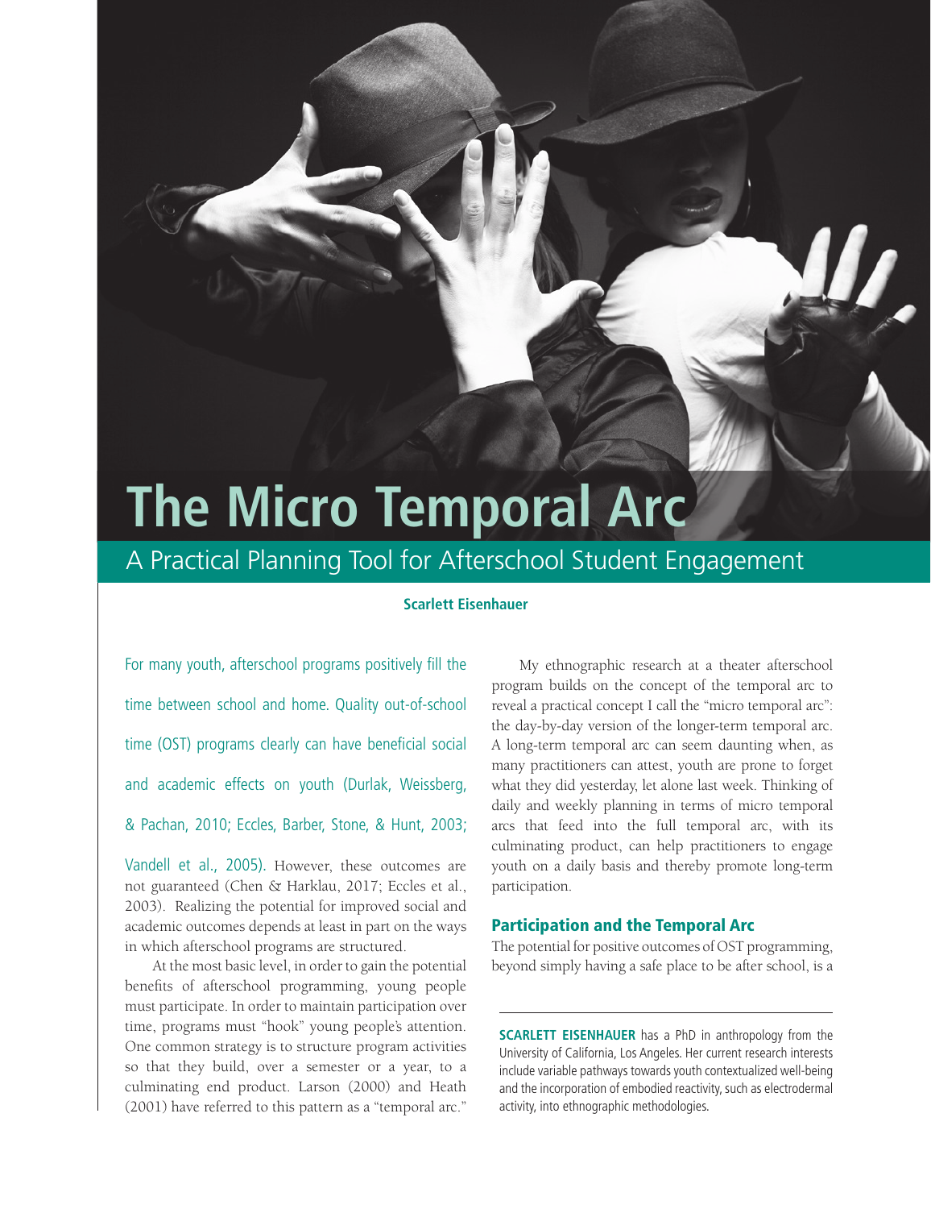# The Micro Temporal Arc

## A Practical Planning Tool for Afterschool Student Engagement

**Scarlett Eisenhauer**

For many youth, afterschool programs positively fill the time between school and home. Quality out-of-school time (OST) programs clearly can have beneficial social and academic effects on youth (Durlak, Weissberg, & Pachan, 2010; Eccles, Barber, Stone, & Hunt, 2003; Vandell et al., 2005). However, these outcomes are not guaranteed (Chen & Harklau, 2017; Eccles et al., 2003). Realizing the potential for improved social and academic outcomes depends at least in part on the ways in which afterschool programs are structured.

At the most basic level, in order to gain the potential benefits of afterschool programming, young people must participate. In order to maintain participation over time, programs must "hook" young people's attention. One common strategy is to structure program activities so that they build, over a semester or a year, to a culminating end product. Larson (2000) and Heath (2001) have referred to this pattern as a "temporal arc."

My ethnographic research at a theater afterschool program builds on the concept of the temporal arc to reveal a practical concept I call the "micro temporal arc": the day-by-day version of the longer-term temporal arc. A long-term temporal arc can seem daunting when, as many practitioners can attest, youth are prone to forget what they did yesterday, let alone last week. Thinking of daily and weekly planning in terms of micro temporal arcs that feed into the full temporal arc, with its culminating product, can help practitioners to engage youth on a daily basis and thereby promote long-term participation.

### Participation and the Temporal Arc

The potential for positive outcomes of OST programming, beyond simply having a safe place to be after school, is a

---

**SCARLETT EISENHAUER** has a PhD in anthropology from the University of California, Los Angeles. Her current research interests include variable pathways towards youth contextualized well-being and the incorporation of embodied reactivity, such as electrodermal activity, into ethnographic methodologies.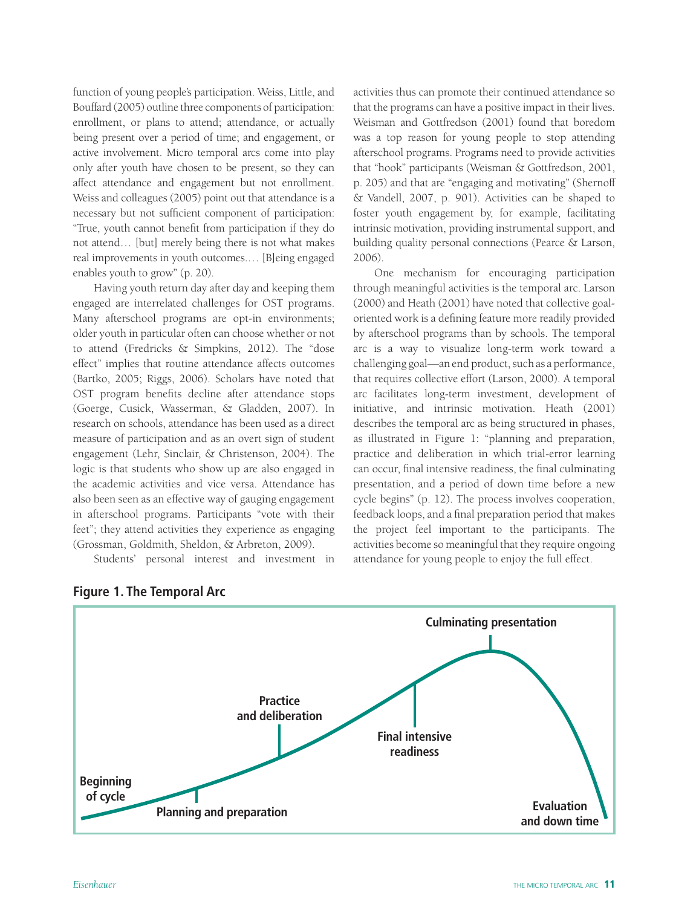function of young people's participation. Weiss, Little, and Bouffard (2005) outline three components of participation: enrollment, or plans to attend; attendance, or actually being present over a period of time; and engagement, or active involvement. Micro temporal arcs come into play only after youth have chosen to be present, so they can affect attendance and engagement but not enrollment. Weiss and colleagues (2005) point out that attendance is a necessary but not sufficient component of participation: "True, youth cannot benefit from participation if they do not attend… [but] merely being there is not what makes real improvements in youth outcomes.… [B]eing engaged enables youth to grow" (p. 20).

Having youth return day after day and keeping them engaged are interrelated challenges for OST programs. Many afterschool programs are opt-in environments; older youth in particular often can choose whether or not to attend (Fredricks & Simpkins, 2012). The "dose effect" implies that routine attendance affects outcomes (Bartko, 2005; Riggs, 2006). Scholars have noted that OST program benefits decline after attendance stops (Goerge, Cusick, Wasserman, & Gladden, 2007). In research on schools, attendance has been used as a direct measure of participation and as an overt sign of student engagement (Lehr, Sinclair, & Christenson, 2004). The logic is that students who show up are also engaged in the academic activities and vice versa. Attendance has also been seen as an effective way of gauging engagement in afterschool programs. Participants "vote with their feet"; they attend activities they experience as engaging (Grossman, Goldmith, Sheldon, & Arbreton, 2009).

Students' personal interest and investment in activities thus can promote their continued attendance so that the programs can have a positive impact in their lives. Weisman and Gottfredson (2001) found that boredom was a top reason for young people to stop attending afterschool programs. Programs need to provide activities that "hook" participants (Weisman & Gottfredson, 2001, p. 205) and that are "engaging and motivating" (Shernoff & Vandell, 2007, p. 901). Activities can be shaped to foster youth engagement by, for example, facilitating intrinsic motivation, providing instrumental support, and building quality personal connections (Pearce & Larson, 2006).

One mechanism for encouraging participation through meaningful activities is the temporal arc. Larson (2000) and Heath (2001) have noted that collective goal-oriented work is a defining feature more readily provided by afterschool programs than by schools. The temporal arc is a way to visualize long-term work toward a challenging goal—an end product, such as a performance, that requires collective effort (Larson, 2000). A temporal arc facilitates long-term investment, development of initiative, and intrinsic motivation. Heath (2001) describes the temporal arc as being structured in phases, as illustrated in Figure 1: "planning and preparation, practice and deliberation in which trial-error learning can occur, final intensive readiness, the final culminating presentation, and a period of down time before a new cycle begins" (p. 12). The process involves cooperation, feedback loops, and a final preparation period that makes the project feel important to the participants. The activities become so meaningful that they require ongoing attendance for young people to enjoy the full effect.

**Figure 1. The Temporal Arc**

Beginning of cycle → Planning and preparation → Practice and deliberation → Final intensive readiness → Culminating presentation → Evaluation and down time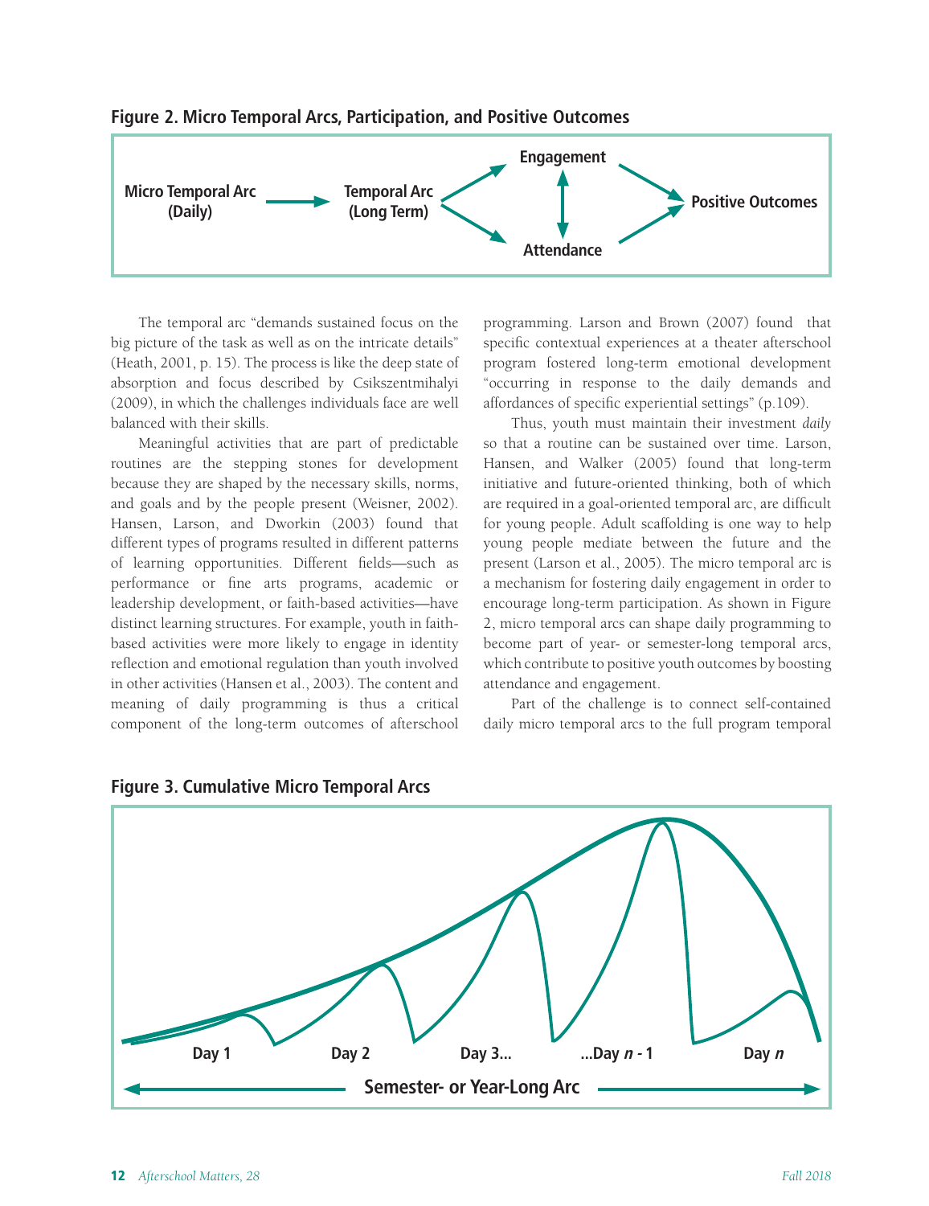**Figure 2. Micro Temporal Arcs, Participation, and Positive Outcomes**

**Figure 3. Cumulative Micro Temporal Arcs**

The temporal arc "demands sustained focus on the big picture of the task as well as on the intricate details" (Heath, 2001, p. 15). The process is like the deep state of absorption and focus described by Csikszentmihalyi (2009), in which the challenges individuals face are well balanced with their skills.

Meaningful activities that are part of predictable routines are the stepping stones for development because they are shaped by the necessary skills, norms, and goals and by the people present (Weisner, 2002). Hansen, Larson, and Dworkin (2003) found that different types of programs resulted in different patterns of learning opportunities. Different fields—such as performance or fine arts programs, academic or leadership development, or faith-based activities—have distinct learning structures. For example, youth in faith-based activities were more likely to engage in identity reflection and emotional regulation than youth involved in other activities (Hansen et al., 2003). The content and meaning of daily programming is thus a critical component of the long-term outcomes of afterschool programming. Larson and Brown (2007) found that specific contextual experiences at a theater afterschool program fostered long-term emotional development "occurring in response to the daily demands and affordances of specific experiential settings" (p.109).

Thus, youth must maintain their investment *daily* so that a routine can be sustained over time. Larson, Hansen, and Walker (2005) found that long-term initiative and future-oriented thinking, both of which are required in a goal-oriented temporal arc, are difficult for young people. Adult scaffolding is one way to help young people mediate between the future and the present (Larson et al., 2005). The micro temporal arc is a mechanism for fostering daily engagement in order to encourage long-term participation. As shown in Figure 2, micro temporal arcs can shape daily programming to become part of year- or semester-long temporal arcs, which contribute to positive youth outcomes by boosting attendance and engagement.

Part of the challenge is to connect self-contained daily micro temporal arcs to the full program temporal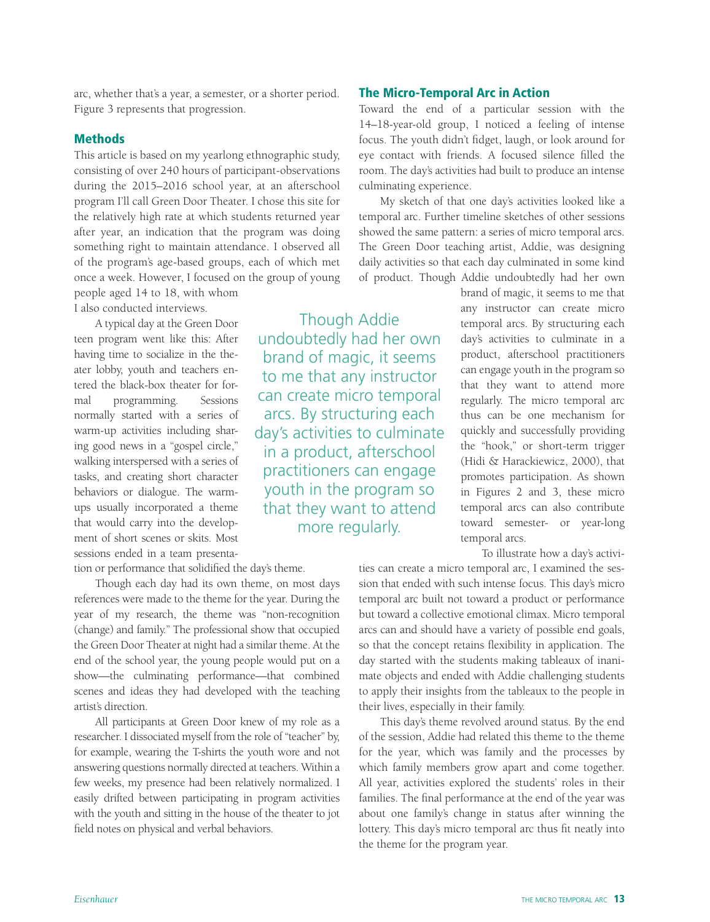arc, whether that's a year, a semester, or a shorter period. Figure 3 represents that progression.

## Methods

This article is based on my yearlong ethnographic study, consisting of over 240 hours of participant-observations during the 2015–2016 school year, at an afterschool program I'll call Green Door Theater. I chose this site for the relatively high rate at which students returned year after year, an indication that the program was doing something right to maintain attendance. I observed all of the program's age-based groups, each of which met once a week. However, I focused on the group of young people aged 14 to 18, with whom I also conducted interviews.

A typical day at the Green Door teen program went like this: After having time to socialize in the theater lobby, youth and teachers entered the black-box theater for formal programming. Sessions normally started with a series of warm-up activities including sharing good news in a "gospel circle," walking interspersed with a series of tasks, and creating short character behaviors or dialogue. The warm-ups usually incorporated a theme that would carry into the development of short scenes or skits. Most sessions ended in a team presentation or performance that solidified the day's theme.

Though each day had its own theme, on most days references were made to the theme for the year. During the year of my research, the theme was "non-recognition (change) and family." The professional show that occupied the Green Door Theater at night had a similar theme. At the end of the school year, the young people would put on a show—the culminating performance—that combined scenes and ideas they had developed with the teaching artist's direction.

All participants at Green Door knew of my role as a researcher. I dissociated myself from the role of "teacher" by, for example, wearing the T-shirts the youth wore and not answering questions normally directed at teachers. Within a few weeks, my presence had been relatively normalized. I easily drifted between participating in program activities with the youth and sitting in the house of the theater to jot field notes on physical and verbal behaviors.

## The Micro-Temporal Arc in Action

Toward the end of a particular session with the 14–18-year-old group, I noticed a feeling of intense focus. The youth didn't fidget, laugh, or look around for eye contact with friends. A focused silence filled the room. The day's activities had built to produce an intense culminating experience.

My sketch of that one day's activities looked like a temporal arc. Further timeline sketches of other sessions showed the same pattern: a series of micro temporal arcs. The Green Door teaching artist, Addie, was designing daily activities so that each day culminated in some kind of product. Though Addie undoubtedly had her own brand of magic, it seems to me that any instructor can create micro temporal arcs. By structuring each day's activities to culminate in a product, afterschool practitioners can engage youth in the program so that they want to attend more regularly. The micro temporal arc thus can be one mechanism for quickly and successfully providing the "hook," or short-term trigger (Hidi & Harackiewicz, 2000), that promotes participation. As shown in Figures 2 and 3, these micro temporal arcs can also contribute toward semester- or year-long temporal arcs.

> Though Addie undoubtedly had her own brand of magic, it seems to me that any instructor can create micro temporal arcs. By structuring each day's activities to culminate in a product, afterschool practitioners can engage youth in the program so that they want to attend more regularly.

To illustrate how a day's activities can create a micro temporal arc, I examined the session that ended with such intense focus. This day's micro temporal arc built not toward a product or performance but toward a collective emotional climax. Micro temporal arcs can and should have a variety of possible end goals, so that the concept retains flexibility in application. The day started with the students making tableaux of inanimate objects and ended with Addie challenging students to apply their insights from the tableaux to the people in their lives, especially in their family.

This day's theme revolved around status. By the end of the session, Addie had related this theme to the theme for the year, which was family and the processes by which family members grow apart and come together. All year, activities explored the students' roles in their families. The final performance at the end of the year was about one family's change in status after winning the lottery. This day's micro temporal arc thus fit neatly into the theme for the program year.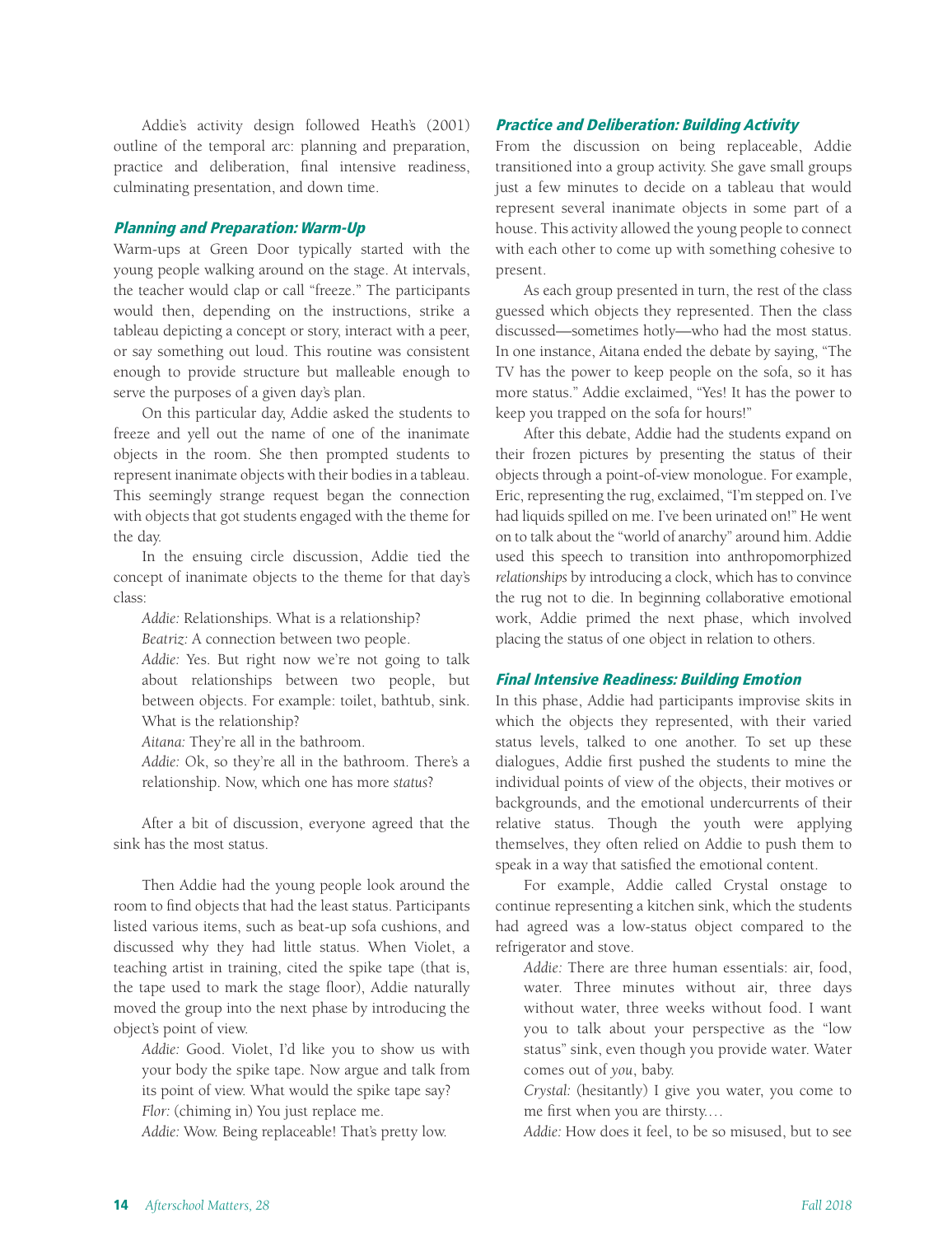Addie's activity design followed Heath's (2001) outline of the temporal arc: planning and preparation, practice and deliberation, final intensive readiness, culminating presentation, and down time.

### Planning and Preparation: Warm-Up

Warm-ups at Green Door typically started with the young people walking around on the stage. At intervals, the teacher would clap or call "freeze." The participants would then, depending on the instructions, strike a tableau depicting a concept or story, interact with a peer, or say something out loud. This routine was consistent enough to provide structure but malleable enough to serve the purposes of a given day's plan.

On this particular day, Addie asked the students to freeze and yell out the name of one of the inanimate objects in the room. She then prompted students to represent inanimate objects with their bodies in a tableau. This seemingly strange request began the connection with objects that got students engaged with the theme for the day.

In the ensuing circle discussion, Addie tied the concept of inanimate objects to the theme for that day's class:

> *Addie:* Relationships. What is a relationship?
>
> *Beatriz:* A connection between two people.
>
> *Addie:* Yes. But right now we're not going to talk about relationships between two people, but between objects. For example: toilet, bathtub, sink. What is the relationship?
>
> *Aitana:* They're all in the bathroom.
>
> *Addie:* Ok, so they're all in the bathroom. There's a relationship. Now, which one has more *status*?

After a bit of discussion, everyone agreed that the sink has the most status.

Then Addie had the young people look around the room to find objects that had the least status. Participants listed various items, such as beat-up sofa cushions, and discussed why they had little status. When Violet, a teaching artist in training, cited the spike tape (that is, the tape used to mark the stage floor), Addie naturally moved the group into the next phase by introducing the object's point of view.

> *Addie:* Good. Violet, I'd like you to show us with your body the spike tape. Now argue and talk from its point of view. What would the spike tape say?
>
> *Flor:* (chiming in) You just replace me.
>
> *Addie:* Wow. Being replaceable! That's pretty low.

### Practice and Deliberation: Building Activity

From the discussion on being replaceable, Addie transitioned into a group activity. She gave small groups just a few minutes to decide on a tableau that would represent several inanimate objects in some part of a house. This activity allowed the young people to connect with each other to come up with something cohesive to present.

As each group presented in turn, the rest of the class guessed which objects they represented. Then the class discussed—sometimes hotly—who had the most status. In one instance, Aitana ended the debate by saying, "The TV has the power to keep people on the sofa, so it has more status." Addie exclaimed, "Yes! It has the power to keep you trapped on the sofa for hours!"

After this debate, Addie had the students expand on their frozen pictures by presenting the status of their objects through a point-of-view monologue. For example, Eric, representing the rug, exclaimed, "I'm stepped on. I've had liquids spilled on me. I've been urinated on!" He went on to talk about the "world of anarchy" around him. Addie used this speech to transition into anthropomorphized *relationships* by introducing a clock, which has to convince the rug not to die. In beginning collaborative emotional work, Addie primed the next phase, which involved placing the status of one object in relation to others.

### Final Intensive Readiness: Building Emotion

In this phase, Addie had participants improvise skits in which the objects they represented, with their varied status levels, talked to one another. To set up these dialogues, Addie first pushed the students to mine the individual points of view of the objects, their motives or backgrounds, and the emotional undercurrents of their relative status. Though the youth were applying themselves, they often relied on Addie to push them to speak in a way that satisfied the emotional content.

For example, Addie called Crystal onstage to continue representing a kitchen sink, which the students had agreed was a low-status object compared to the refrigerator and stove.

> *Addie:* There are three human essentials: air, food, water. Three minutes without air, three days without water, three weeks without food. I want you to talk about your perspective as the "low status" sink, even though you provide water. Water comes out of *you*, baby.
>
> *Crystal:* (hesitantly) I give you water, you come to me first when you are thirsty….
>
> *Addie:* How does it feel, to be so misused, but to see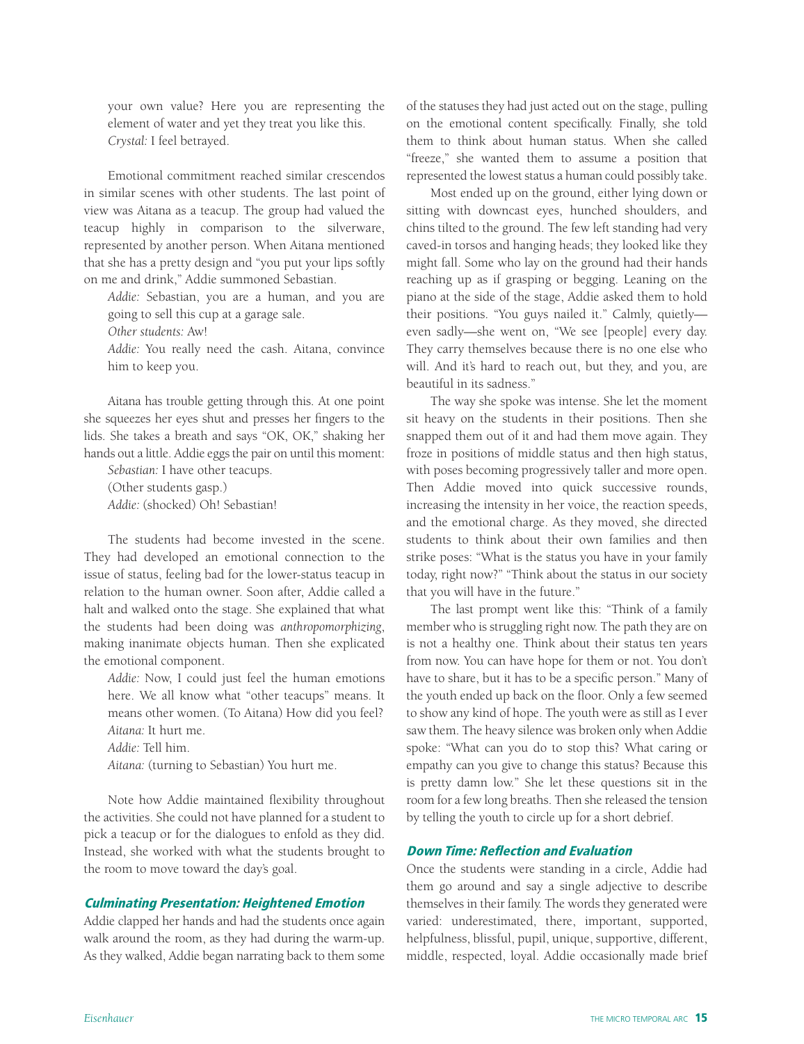your own value? Here you are representing the element of water and yet they treat you like this.
*Crystal:* I feel betrayed.

Emotional commitment reached similar crescendos in similar scenes with other students. The last point of view was Aitana as a teacup. The group had valued the teacup highly in comparison to the silverware, represented by another person. When Aitana mentioned that she has a pretty design and "you put your lips softly on me and drink," Addie summoned Sebastian.

*Addie:* Sebastian, you are a human, and you are going to sell this cup at a garage sale.
*Other students:* Aw!
*Addie:* You really need the cash. Aitana, convince him to keep you.

Aitana has trouble getting through this. At one point she squeezes her eyes shut and presses her fingers to the lids. She takes a breath and says "OK, OK," shaking her hands out a little. Addie eggs the pair on until this moment:

*Sebastian:* I have other teacups.
(Other students gasp.)
*Addie:* (shocked) Oh! Sebastian!

The students had become invested in the scene. They had developed an emotional connection to the issue of status, feeling bad for the lower-status teacup in relation to the human owner. Soon after, Addie called a halt and walked onto the stage. She explained that what the students had been doing was *anthropomorphizing*, making inanimate objects human. Then she explicated the emotional component.

*Addie:* Now, I could just feel the human emotions here. We all know what "other teacups" means. It means other women. (To Aitana) How did you feel?
*Aitana:* It hurt me.
*Addie:* Tell him.
*Aitana:* (turning to Sebastian) You hurt me.

Note how Addie maintained flexibility throughout the activities. She could not have planned for a student to pick a teacup or for the dialogues to enfold as they did. Instead, she worked with what the students brought to the room to move toward the day's goal.

### Culminating Presentation: Heightened Emotion

Addie clapped her hands and had the students once again walk around the room, as they had during the warm-up. As they walked, Addie began narrating back to them some of the statuses they had just acted out on the stage, pulling on the emotional content specifically. Finally, she told them to think about human status. When she called "freeze," she wanted them to assume a position that represented the lowest status a human could possibly take.

Most ended up on the ground, either lying down or sitting with downcast eyes, hunched shoulders, and chins tilted to the ground. The few left standing had very caved-in torsos and hanging heads; they looked like they might fall. Some who lay on the ground had their hands reaching up as if grasping or begging. Leaning on the piano at the side of the stage, Addie asked them to hold their positions. "You guys nailed it." Calmly, quietly—even sadly—she went on, "We see [people] every day. They carry themselves because there is no one else who will. And it's hard to reach out, but they, and you, are beautiful in its sadness."

The way she spoke was intense. She let the moment sit heavy on the students in their positions. Then she snapped them out of it and had them move again. They froze in positions of middle status and then high status, with poses becoming progressively taller and more open. Then Addie moved into quick successive rounds, increasing the intensity in her voice, the reaction speeds, and the emotional charge. As they moved, she directed students to think about their own families and then strike poses: "What is the status you have in your family today, right now?" "Think about the status in our society that you will have in the future."

The last prompt went like this: "Think of a family member who is struggling right now. The path they are on is not a healthy one. Think about their status ten years from now. You can have hope for them or not. You don't have to share, but it has to be a specific person." Many of the youth ended up back on the floor. Only a few seemed to show any kind of hope. The youth were as still as I ever saw them. The heavy silence was broken only when Addie spoke: "What can you do to stop this? What caring or empathy can you give to change this status? Because this is pretty damn low." She let these questions sit in the room for a few long breaths. Then she released the tension by telling the youth to circle up for a short debrief.

### Down Time: Reflection and Evaluation

Once the students were standing in a circle, Addie had them go around and say a single adjective to describe themselves in their family. The words they generated were varied: underestimated, there, important, supported, helpfulness, blissful, pupil, unique, supportive, different, middle, respected, loyal. Addie occasionally made brief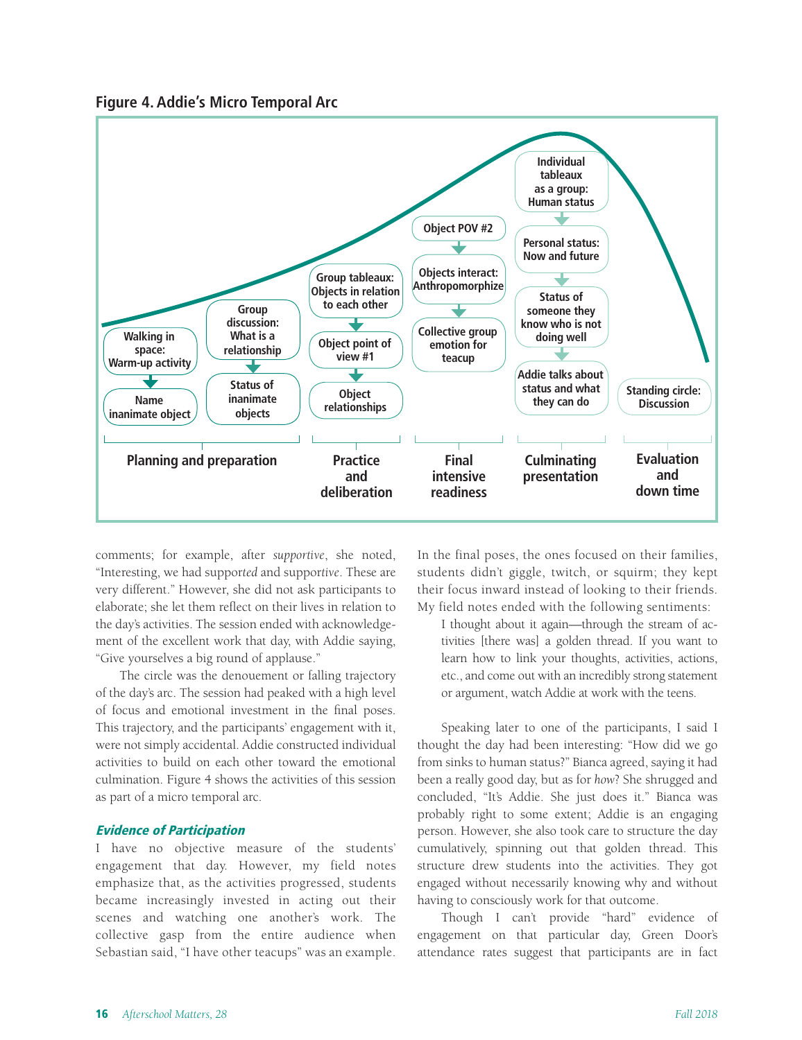**Figure 4. Addie's Micro Temporal Arc**

| Planning and preparation | | Practice and deliberation | Final intensive readiness | Culminating presentation | Evaluation and down time |
|---|---|---|---|---|---|
| Walking in space: Warm-up activity → Name inanimate object | Group discussion: What is a relationship → Status of inanimate objects | Group tableaux: Objects in relation to each other → Object point of view #1 → Object relationships | Object POV #2 → Objects interact: Anthropomorphize → Collective group emotion for teacup | Individual tableaux as a group: Human status → Personal status: Now and future → Status of someone they know who is not doing well → Addie talks about status and what they can do | Standing circle: Discussion |

comments; for example, after *supportive*, she noted, "Interesting, we had support*ed* and support*ive*. These are very different." However, she did not ask participants to elaborate; she let them reflect on their lives in relation to the day's activities. The session ended with acknowledgement of the excellent work that day, with Addie saying, "Give yourselves a big round of applause."

The circle was the denouement or falling trajectory of the day's arc. The session had peaked with a high level of focus and emotional investment in the final poses. This trajectory, and the participants' engagement with it, were not simply accidental. Addie constructed individual activities to build on each other toward the emotional culmination. Figure 4 shows the activities of this session as part of a micro temporal arc.

### *Evidence of Participation*

I have no objective measure of the students' engagement that day. However, my field notes emphasize that, as the activities progressed, students became increasingly invested in acting out their scenes and watching one another's work. The collective gasp from the entire audience when Sebastian said, "I have other teacups" was an example. In the final poses, the ones focused on their families, students didn't giggle, twitch, or squirm; they kept their focus inward instead of looking to their friends. My field notes ended with the following sentiments:

> I thought about it again—through the stream of activities [there was] a golden thread. If you want to learn how to link your thoughts, activities, actions, etc., and come out with an incredibly strong statement or argument, watch Addie at work with the teens.

Speaking later to one of the participants, I said I thought the day had been interesting: "How did we go from sinks to human status?" Bianca agreed, saying it had been a really good day, but as for *how*? She shrugged and concluded, "It's Addie. She just does it." Bianca was probably right to some extent; Addie is an engaging person. However, she also took care to structure the day cumulatively, spinning out that golden thread. This structure drew students into the activities. They got engaged without necessarily knowing why and without having to consciously work for that outcome.

Though I can't provide "hard" evidence of engagement on that particular day, Green Door's attendance rates suggest that participants are in fact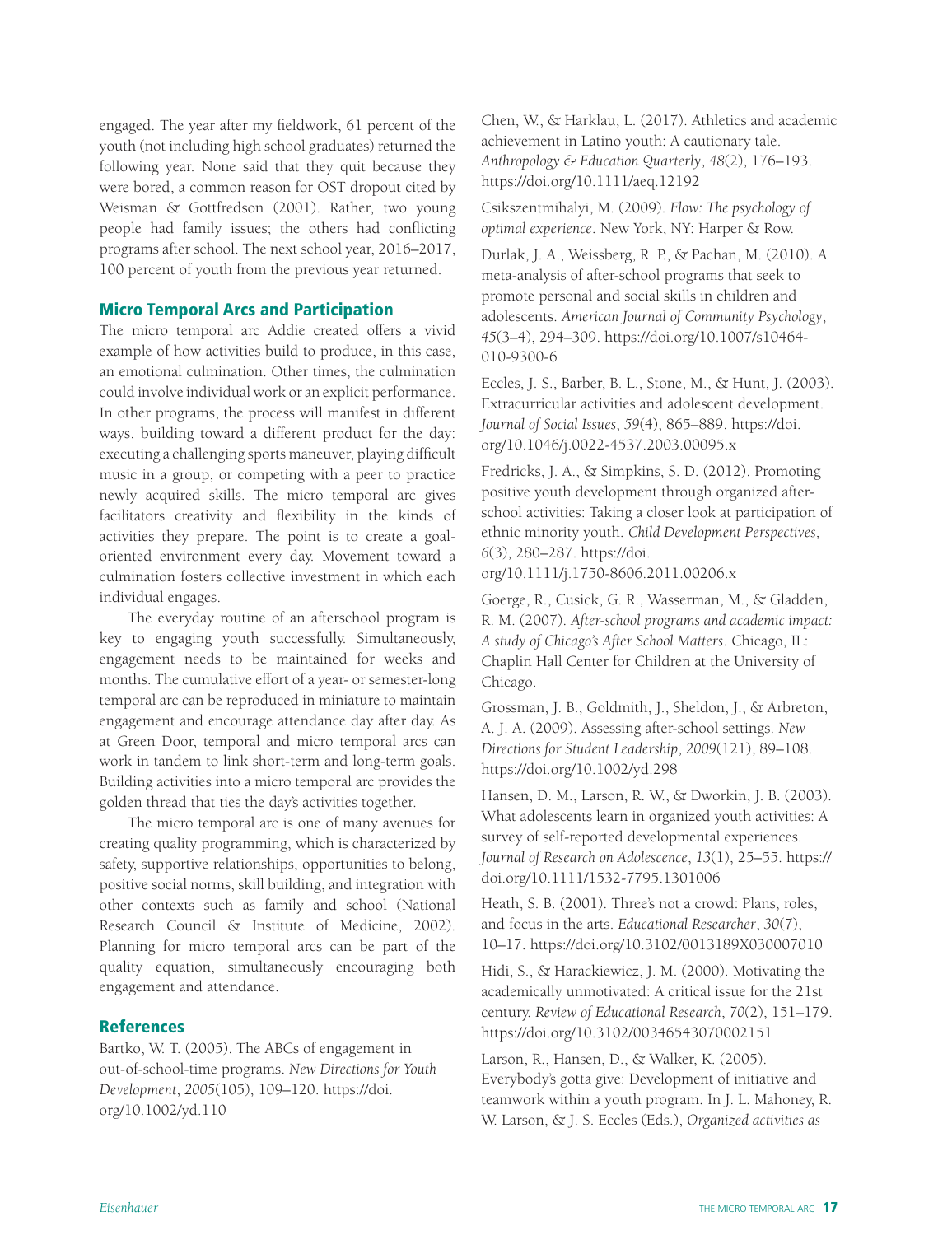engaged. The year after my fieldwork, 61 percent of the youth (not including high school graduates) returned the following year. None said that they quit because they were bored, a common reason for OST dropout cited by Weisman & Gottfredson (2001). Rather, two young people had family issues; the others had conflicting programs after school. The next school year, 2016–2017, 100 percent of youth from the previous year returned.

## Micro Temporal Arcs and Participation

The micro temporal arc Addie created offers a vivid example of how activities build to produce, in this case, an emotional culmination. Other times, the culmination could involve individual work or an explicit performance. In other programs, the process will manifest in different ways, building toward a different product for the day: executing a challenging sports maneuver, playing difficult music in a group, or competing with a peer to practice newly acquired skills. The micro temporal arc gives facilitators creativity and flexibility in the kinds of activities they prepare. The point is to create a goal-oriented environment every day. Movement toward a culmination fosters collective investment in which each individual engages.

The everyday routine of an afterschool program is key to engaging youth successfully. Simultaneously, engagement needs to be maintained for weeks and months. The cumulative effort of a year- or semester-long temporal arc can be reproduced in miniature to maintain engagement and encourage attendance day after day. As at Green Door, temporal and micro temporal arcs can work in tandem to link short-term and long-term goals. Building activities into a micro temporal arc provides the golden thread that ties the day's activities together.

The micro temporal arc is one of many avenues for creating quality programming, which is characterized by safety, supportive relationships, opportunities to belong, positive social norms, skill building, and integration with other contexts such as family and school (National Research Council & Institute of Medicine, 2002). Planning for micro temporal arcs can be part of the quality equation, simultaneously encouraging both engagement and attendance.

## References

Bartko, W. T. (2005). The ABCs of engagement in out-of-school-time programs. *New Directions for Youth Development*, *2005*(105), 109–120. https://doi.org/10.1002/yd.110

Chen, W., & Harklau, L. (2017). Athletics and academic achievement in Latino youth: A cautionary tale. *Anthropology & Education Quarterly*, *48*(2), 176–193. https://doi.org/10.1111/aeq.12192

Csikszentmihalyi, M. (2009). *Flow: The psychology of optimal experience*. New York, NY: Harper & Row.

Durlak, J. A., Weissberg, R. P., & Pachan, M. (2010). A meta-analysis of after-school programs that seek to promote personal and social skills in children and adolescents. *American Journal of Community Psychology*, *45*(3–4), 294–309. https://doi.org/10.1007/s10464-010-9300-6

Eccles, J. S., Barber, B. L., Stone, M., & Hunt, J. (2003). Extracurricular activities and adolescent development. *Journal of Social Issues*, *59*(4), 865–889. https://doi.org/10.1046/j.0022-4537.2003.00095.x

Fredricks, J. A., & Simpkins, S. D. (2012). Promoting positive youth development through organized after-school activities: Taking a closer look at participation of ethnic minority youth. *Child Development Perspectives*, *6*(3), 280–287. https://doi.org/10.1111/j.1750-8606.2011.00206.x

Goerge, R., Cusick, G. R., Wasserman, M., & Gladden, R. M. (2007). *After-school programs and academic impact: A study of Chicago's After School Matters*. Chicago, IL: Chaplin Hall Center for Children at the University of Chicago.

Grossman, J. B., Goldmith, J., Sheldon, J., & Arbreton, A. J. A. (2009). Assessing after-school settings. *New Directions for Student Leadership*, *2009*(121), 89–108. https://doi.org/10.1002/yd.298

Hansen, D. M., Larson, R. W., & Dworkin, J. B. (2003). What adolescents learn in organized youth activities: A survey of self-reported developmental experiences. *Journal of Research on Adolescence*, *13*(1), 25–55. https://doi.org/10.1111/1532-7795.1301006

Heath, S. B. (2001). Three's not a crowd: Plans, roles, and focus in the arts. *Educational Researcher*, *30*(7), 10–17. https://doi.org/10.3102/0013189X030007010

Hidi, S., & Harackiewicz, J. M. (2000). Motivating the academically unmotivated: A critical issue for the 21st century. *Review of Educational Research*, *70*(2), 151–179. https://doi.org/10.3102/00346543070002151

Larson, R., Hansen, D., & Walker, K. (2005). Everybody's gotta give: Development of initiative and teamwork within a youth program. In J. L. Mahoney, R. W. Larson, & J. S. Eccles (Eds.), *Organized activities as*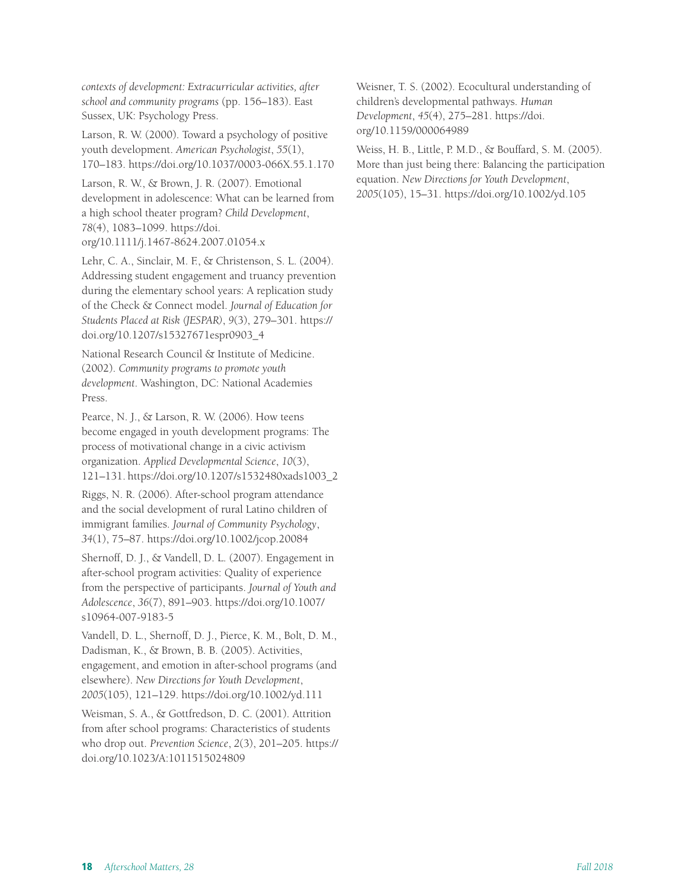*contexts of development: Extracurricular activities, after school and community programs* (pp. 156–183). East Sussex, UK: Psychology Press.

Larson, R. W. (2000). Toward a psychology of positive youth development. *American Psychologist*, *55*(1), 170–183. https://doi.org/10.1037/0003-066X.55.1.170

Larson, R. W., & Brown, J. R. (2007). Emotional development in adolescence: What can be learned from a high school theater program? *Child Development*, *78*(4), 1083–1099. https://doi.org/10.1111/j.1467-8624.2007.01054.x

Lehr, C. A., Sinclair, M. F., & Christenson, S. L. (2004). Addressing student engagement and truancy prevention during the elementary school years: A replication study of the Check & Connect model. *Journal of Education for Students Placed at Risk (JESPAR)*, *9*(3), 279–301. https://doi.org/10.1207/s15327671espr0903_4

National Research Council & Institute of Medicine. (2002). *Community programs to promote youth development*. Washington, DC: National Academies Press.

Pearce, N. J., & Larson, R. W. (2006). How teens become engaged in youth development programs: The process of motivational change in a civic activism organization. *Applied Developmental Science*, *10*(3), 121–131. https://doi.org/10.1207/s1532480xads1003_2

Riggs, N. R. (2006). After-school program attendance and the social development of rural Latino children of immigrant families. *Journal of Community Psychology*, *34*(1), 75–87. https://doi.org/10.1002/jcop.20084

Shernoff, D. J., & Vandell, D. L. (2007). Engagement in after-school program activities: Quality of experience from the perspective of participants. *Journal of Youth and Adolescence*, *36*(7), 891–903. https://doi.org/10.1007/s10964-007-9183-5

Vandell, D. L., Shernoff, D. J., Pierce, K. M., Bolt, D. M., Dadisman, K., & Brown, B. B. (2005). Activities, engagement, and emotion in after-school programs (and elsewhere). *New Directions for Youth Development*, *2005*(105), 121–129. https://doi.org/10.1002/yd.111

Weisman, S. A., & Gottfredson, D. C. (2001). Attrition from after school programs: Characteristics of students who drop out. *Prevention Science*, *2*(3), 201–205. https://doi.org/10.1023/A:1011515024809

Weisner, T. S. (2002). Ecocultural understanding of children's developmental pathways. *Human Development*, *45*(4), 275–281. https://doi.org/10.1159/000064989

Weiss, H. B., Little, P. M.D., & Bouffard, S. M. (2005). More than just being there: Balancing the participation equation. *New Directions for Youth Development*, *2005*(105), 15–31. https://doi.org/10.1002/yd.105